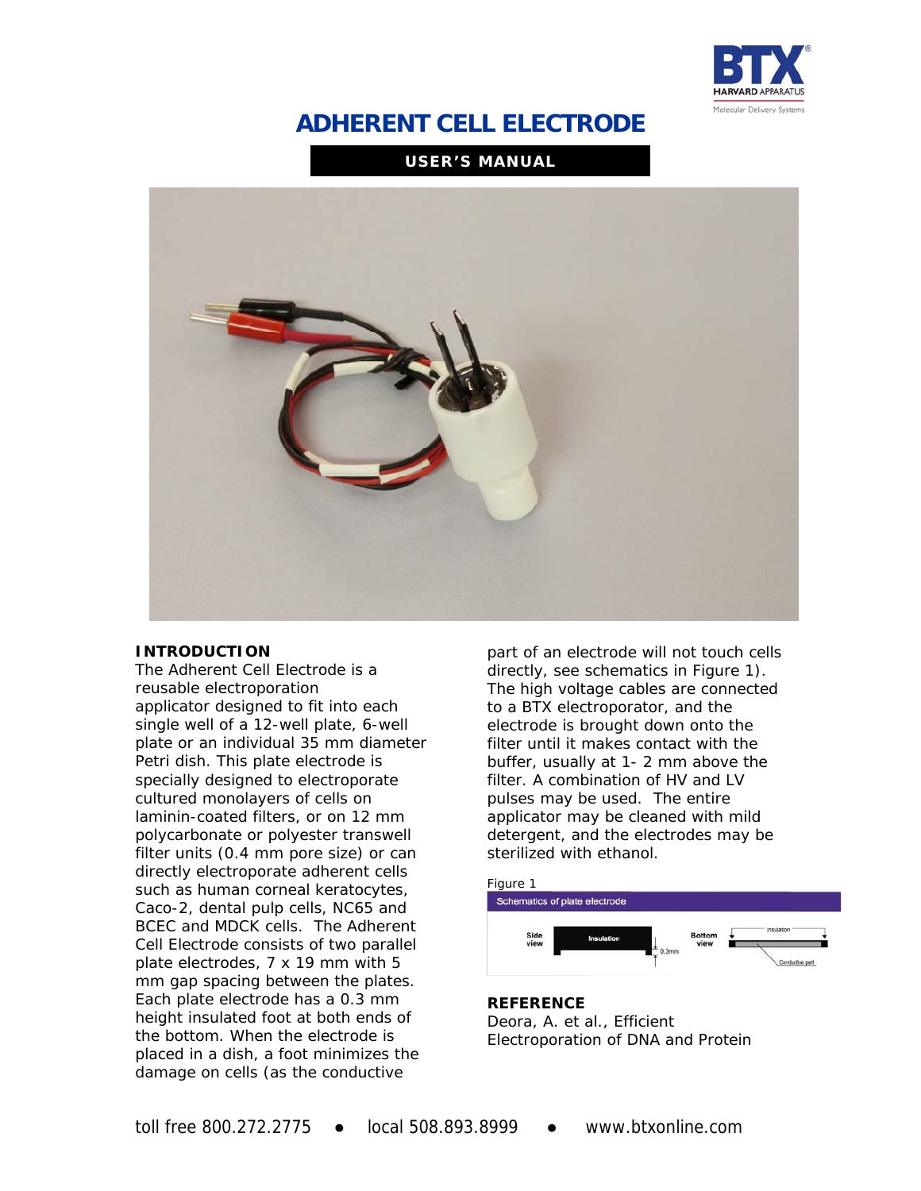# ADHERENT CELL ELECTRODE

**USER'S MANUAL**

## INTRODUCTION

The Adherent Cell Electrode is a reusable electroporation applicator designed to fit into each single well of a 12-well plate, 6-well plate or an individual 35 mm diameter Petri dish. This plate electrode is specially designed to electroporate cultured monolayers of cells on laminin-coated filters, or on 12 mm polycarbonate or polyester transwell filter units (0.4 mm pore size) or can directly electroporate adherent cells such as human corneal keratocytes, Caco-2, dental pulp cells, NC65 and BCEC and MDCK cells. The Adherent Cell Electrode consists of two parallel plate electrodes, 7 x 19 mm with 5 mm gap spacing between the plates. Each plate electrode has a 0.3 mm height insulated foot at both ends of the bottom. When the electrode is placed in a dish, a foot minimizes the damage on cells (as the conductive part of an electrode will not touch cells directly, see schematics in Figure 1). The high voltage cables are connected to a BTX electroporator, and the electrode is brought down onto the filter until it makes contact with the buffer, usually at 1- 2 mm above the filter. A combination of HV and LV pulses may be used. The entire applicator may be cleaned with mild detergent, and the electrodes may be sterilized with ethanol.

Figure 1

Schematics of plate electrode

Side view — Insulation — 0.3mm

Bottom view — insulation — Conductive part

## REFERENCE

Deora, A. et al., Efficient Electroporation of DNA and Protein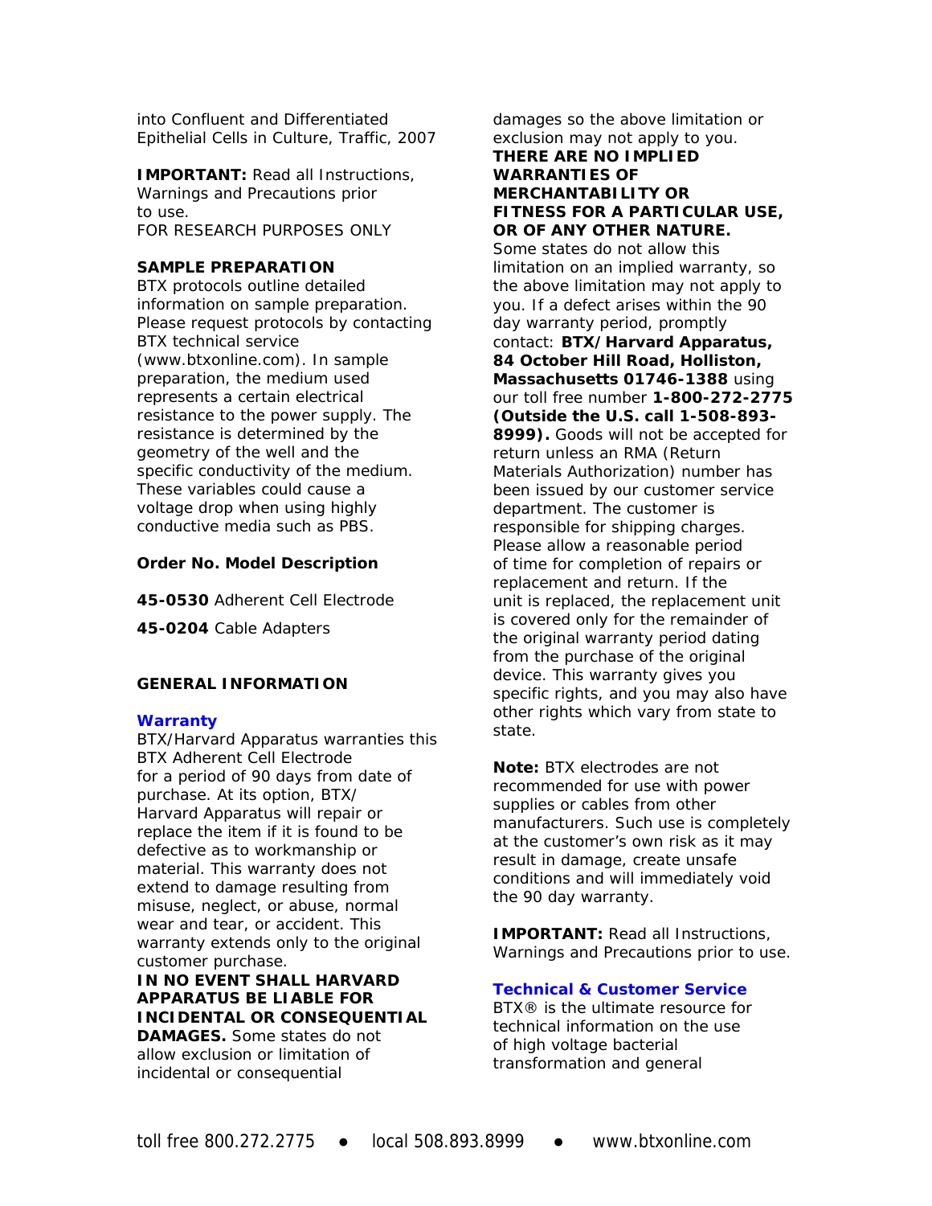into Confluent and Differentiated Epithelial Cells in Culture, Traffic, 2007

**IMPORTANT:** Read all Instructions, Warnings and Precautions prior to use.
FOR RESEARCH PURPOSES ONLY

**SAMPLE PREPARATION**

BTX protocols outline detailed information on sample preparation. Please request protocols by contacting BTX technical service (www.btxonline.com). In sample preparation, the medium used represents a certain electrical resistance to the power supply. The resistance is determined by the geometry of the well and the specific conductivity of the medium. These variables could cause a voltage drop when using highly conductive media such as PBS.

**Order No. Model Description**

**45-0530** Adherent Cell Electrode

**45-0204** Cable Adapters

## GENERAL INFORMATION

### Warranty

BTX/Harvard Apparatus warranties this BTX Adherent Cell Electrode for a period of 90 days from date of purchase. At its option, BTX/Harvard Apparatus will repair or replace the item if it is found to be defective as to workmanship or material. This warranty does not extend to damage resulting from misuse, neglect, or abuse, normal wear and tear, or accident. This warranty extends only to the original customer purchase.
**IN NO EVENT SHALL HARVARD APPARATUS BE LIABLE FOR INCIDENTAL OR CONSEQUENTIAL DAMAGES.** Some states do not allow exclusion or limitation of incidental or consequential damages so the above limitation or exclusion may not apply to you.
**THERE ARE NO IMPLIED WARRANTIES OF MERCHANTABILITY OR FITNESS FOR A PARTICULAR USE, OR OF ANY OTHER NATURE.** Some states do not allow this limitation on an implied warranty, so the above limitation may not apply to you. If a defect arises within the 90 day warranty period, promptly contact: **BTX/Harvard Apparatus, 84 October Hill Road, Holliston, Massachusetts 01746-1388** using our toll free number **1-800-272-2775 (Outside the U.S. call 1-508-893-8999).** Goods will not be accepted for return unless an RMA (Return Materials Authorization) number has been issued by our customer service department. The customer is responsible for shipping charges. Please allow a reasonable period of time for completion of repairs or replacement and return. If the unit is replaced, the replacement unit is covered only for the remainder of the original warranty period dating from the purchase of the original device. This warranty gives you specific rights, and you may also have other rights which vary from state to state.

**Note:** BTX electrodes are not recommended for use with power supplies or cables from other manufacturers. Such use is completely at the customer's own risk as it may result in damage, create unsafe conditions and will immediately void the 90 day warranty.

**IMPORTANT:** Read all Instructions, Warnings and Precautions prior to use.

### Technical & Customer Service

BTX® is the ultimate resource for technical information on the use of high voltage bacterial transformation and general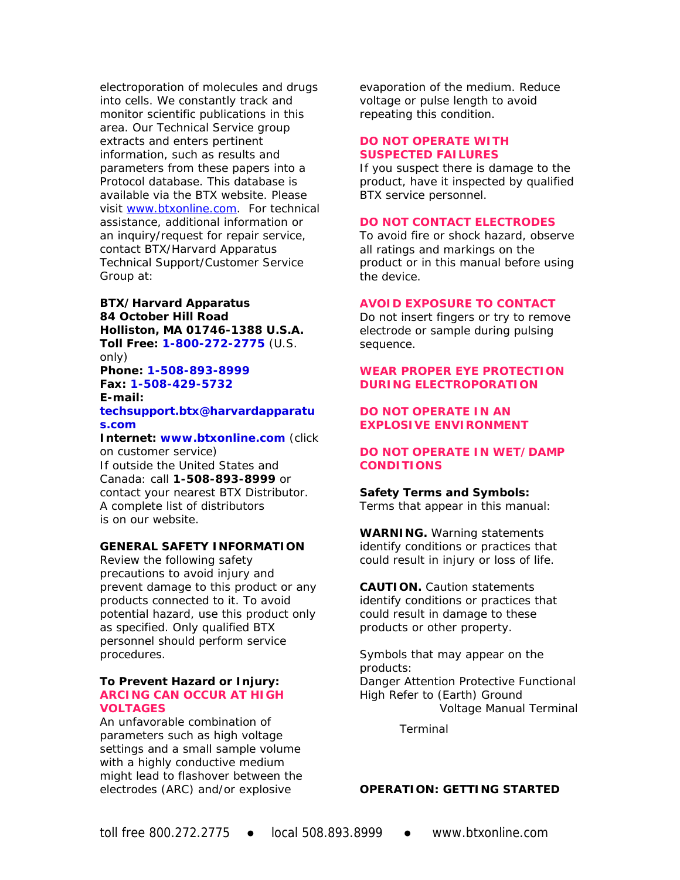electroporation of molecules and drugs into cells. We constantly track and monitor scientific publications in this area. Our Technical Service group extracts and enters pertinent information, such as results and parameters from these papers into a Protocol database. This database is available via the BTX website. Please visit www.btxonline.com. For technical assistance, additional information or an inquiry/request for repair service, contact BTX/Harvard Apparatus Technical Support/Customer Service Group at:

**BTX/Harvard Apparatus**
**84 October Hill Road**
**Holliston, MA 01746-1388 U.S.A.**
**Toll Free: 1-800-272-2775** (U.S. only)
**Phone: 1-508-893-8999**
**Fax: 1-508-429-5732**
**E-mail:**
**techsupport.btx@harvardapparatus.com**
**Internet: www.btxonline.com** (click on customer service)
If outside the United States and Canada: call **1-508-893-8999** or contact your nearest BTX Distributor. A complete list of distributors is on our website.

## GENERAL SAFETY INFORMATION

Review the following safety precautions to avoid injury and prevent damage to this product or any products connected to it. To avoid potential hazard, use this product only as specified. Only qualified BTX personnel should perform service procedures.

### To Prevent Hazard or Injury:

**ARCING CAN OCCUR AT HIGH VOLTAGES**
An unfavorable combination of parameters such as high voltage settings and a small sample volume with a highly conductive medium might lead to flashover between the electrodes (ARC) and/or explosive evaporation of the medium. Reduce voltage or pulse length to avoid repeating this condition.

**DO NOT OPERATE WITH SUSPECTED FAILURES**
If you suspect there is damage to the product, have it inspected by qualified BTX service personnel.

**DO NOT CONTACT ELECTRODES**
To avoid fire or shock hazard, observe all ratings and markings on the product or in this manual before using the device.

**AVOID EXPOSURE TO CONTACT**
Do not insert fingers or try to remove electrode or sample during pulsing sequence.

**WEAR PROPER EYE PROTECTION DURING ELECTROPORATION**

**DO NOT OPERATE IN AN EXPLOSIVE ENVIRONMENT**

**DO NOT OPERATE IN WET/DAMP CONDITIONS**

**Safety Terms and Symbols:**
Terms that appear in this manual:

**WARNING.** Warning statements identify conditions or practices that could result in injury or loss of life.

**CAUTION.** Caution statements identify conditions or practices that could result in damage to these products or other property.

Symbols that may appear on the products:
Danger High Voltage, Attention Refer to Manual, Protective (Earth) Ground Terminal, Functional Ground Terminal

## OPERATION: GETTING STARTED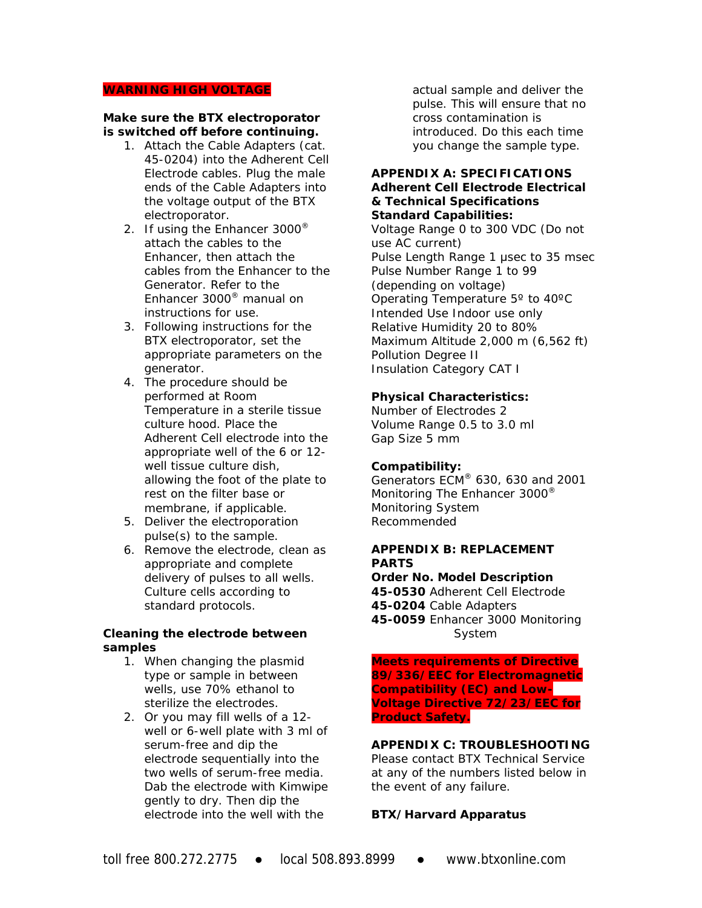**WARNING HIGH VOLTAGE**

**Make sure the BTX electroporator is switched off before continuing.**

1. Attach the Cable Adapters (cat. 45-0204) into the Adherent Cell Electrode cables. Plug the male ends of the Cable Adapters into the voltage output of the BTX electroporator.
2. If using the Enhancer 3000® attach the cables to the Enhancer, then attach the cables from the Enhancer to the Generator. Refer to the Enhancer 3000® manual on instructions for use.
3. Following instructions for the BTX electroporator, set the appropriate parameters on the generator.
4. The procedure should be performed at Room Temperature in a sterile tissue culture hood. Place the Adherent Cell electrode into the appropriate well of the 6 or 12-well tissue culture dish, allowing the foot of the plate to rest on the filter base or membrane, if applicable.
5. Deliver the electroporation pulse(s) to the sample.
6. Remove the electrode, clean as appropriate and complete delivery of pulses to all wells. Culture cells according to standard protocols.

**Cleaning the electrode between samples**

1. When changing the plasmid type or sample in between wells, use 70% ethanol to sterilize the electrodes.
2. Or you may fill wells of a 12-well or 6-well plate with 3 ml of serum-free and dip the electrode sequentially into the two wells of serum-free media. Dab the electrode with Kimwipe gently to dry. Then dip the electrode into the well with the actual sample and deliver the pulse. This will ensure that no cross contamination is introduced. Do this each time you change the sample type.

**APPENDIX A: SPECIFICATIONS**
**Adherent Cell Electrode Electrical & Technical Specifications**
**Standard Capabilities:**

Voltage Range 0 to 300 VDC (Do not use AC current)
Pulse Length Range 1 µsec to 35 msec
Pulse Number Range 1 to 99 (depending on voltage)
Operating Temperature 5º to 40ºC
Intended Use Indoor use only
Relative Humidity 20 to 80%
Maximum Altitude 2,000 m (6,562 ft)
Pollution Degree II
Insulation Category CAT I

**Physical Characteristics:**

Number of Electrodes 2
Volume Range 0.5 to 3.0 ml
Gap Size 5 mm

**Compatibility:**

Generators ECM® 630, 630 and 2001
Monitoring The Enhancer 3000® Monitoring System
Recommended

**APPENDIX B: REPLACEMENT PARTS**

**Order No. Model Description**
**45-0530** Adherent Cell Electrode
**45-0204** Cable Adapters
**45-0059** Enhancer 3000 Monitoring System

**Meets requirements of Directive 89/336/EEC for Electromagnetic Compatibility (EC) and Low-Voltage Directive 72/23/EEC for Product Safety.**

**APPENDIX C: TROUBLESHOOTING**

Please contact BTX Technical Service at any of the numbers listed below in the event of any failure.

**BTX/Harvard Apparatus**

toll free 800.272.2775 ● local 508.893.8999 ● www.btxonline.com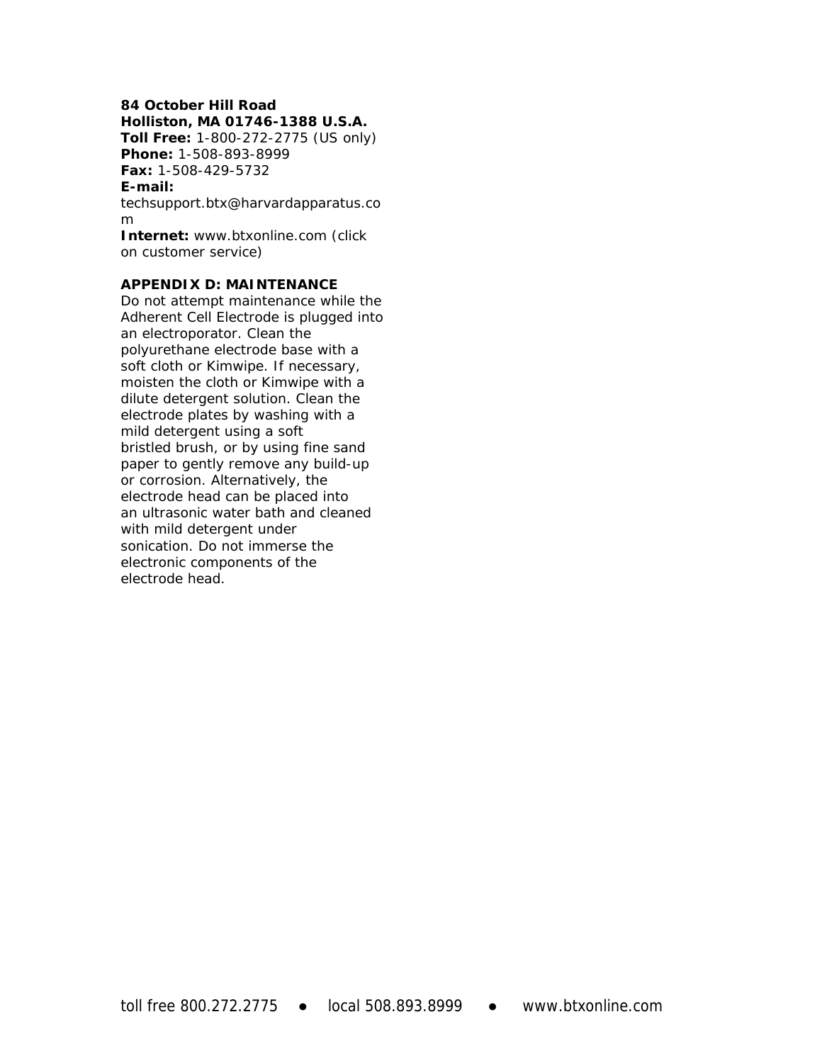**84 October Hill Road**
**Holliston, MA 01746-1388 U.S.A.**
**Toll Free:** 1-800-272-2775 (US only)
**Phone:** 1-508-893-8999
**Fax:** 1-508-429-5732
**E-mail:** techsupport.btx@harvardapparatus.com
**Internet:** www.btxonline.com (click on customer service)

## APPENDIX D: MAINTENANCE

Do not attempt maintenance while the Adherent Cell Electrode is plugged into an electroporator. Clean the polyurethane electrode base with a soft cloth or Kimwipe. If necessary, moisten the cloth or Kimwipe with a dilute detergent solution. Clean the electrode plates by washing with a mild detergent using a soft bristled brush, or by using fine sand paper to gently remove any build-up or corrosion. Alternatively, the electrode head can be placed into an ultrasonic water bath and cleaned with mild detergent under sonication. Do not immerse the electronic components of the electrode head.